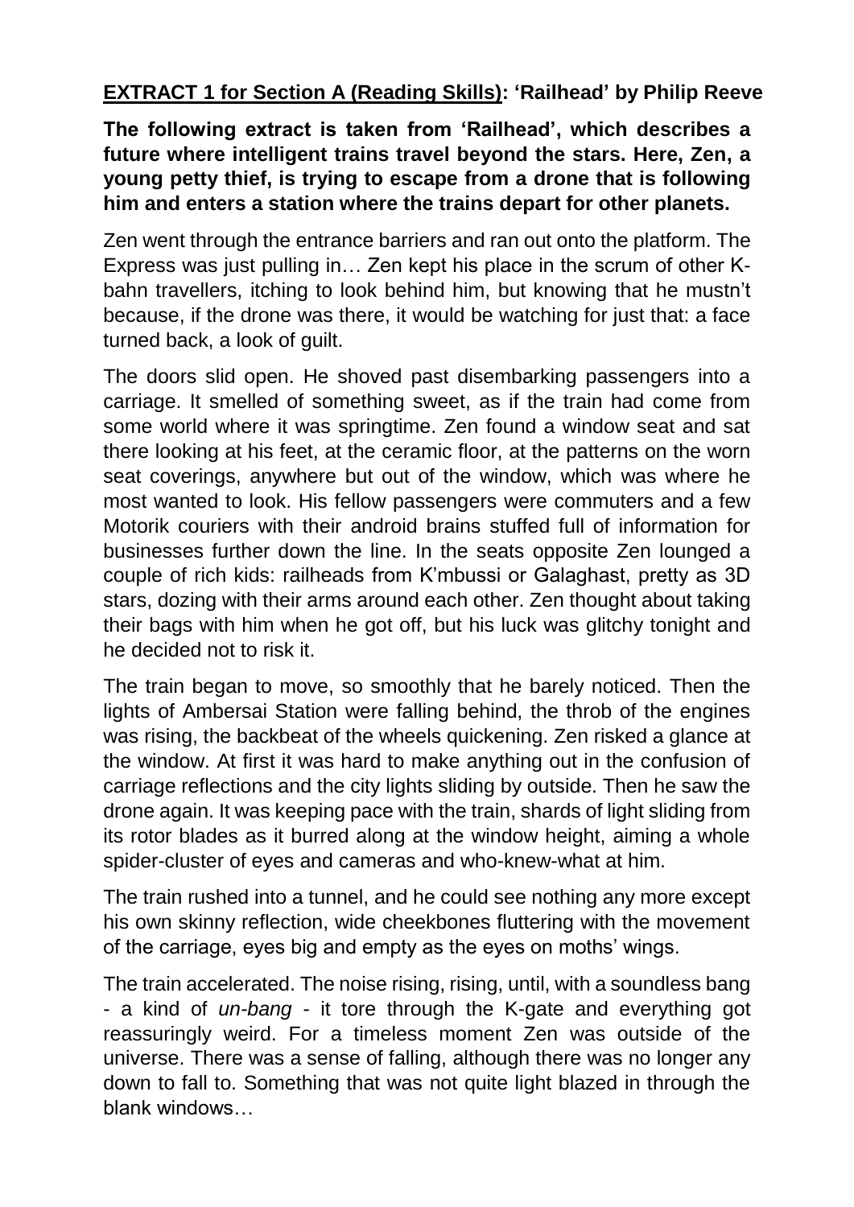**<u>EXTRACT 1 for Section A (Reading Skills)</u>: 'Railhead' by Philip Reeve**

**The following extract is taken from 'Railhead', which describes a future where intelligent trains travel beyond the stars. Here, Zen, a young petty thief, is trying to escape from a drone that is following him and enters a station where the trains depart for other planets.**

Zen went through the entrance barriers and ran out onto the platform. The Express was just pulling in… Zen kept his place in the scrum of other K-bahn travellers, itching to look behind him, but knowing that he mustn't because, if the drone was there, it would be watching for just that: a face turned back, a look of guilt.

The doors slid open. He shoved past disembarking passengers into a carriage. It smelled of something sweet, as if the train had come from some world where it was springtime. Zen found a window seat and sat there looking at his feet, at the ceramic floor, at the patterns on the worn seat coverings, anywhere but out of the window, which was where he most wanted to look. His fellow passengers were commuters and a few Motorik couriers with their android brains stuffed full of information for businesses further down the line. In the seats opposite Zen lounged a couple of rich kids: railheads from K'mbussi or Galaghast, pretty as 3D stars, dozing with their arms around each other. Zen thought about taking their bags with him when he got off, but his luck was glitchy tonight and he decided not to risk it.

The train began to move, so smoothly that he barely noticed. Then the lights of Ambersai Station were falling behind, the throb of the engines was rising, the backbeat of the wheels quickening. Zen risked a glance at the window. At first it was hard to make anything out in the confusion of carriage reflections and the city lights sliding by outside. Then he saw the drone again. It was keeping pace with the train, shards of light sliding from its rotor blades as it burred along at the window height, aiming a whole spider-cluster of eyes and cameras and who-knew-what at him.

The train rushed into a tunnel, and he could see nothing any more except his own skinny reflection, wide cheekbones fluttering with the movement of the carriage, eyes big and empty as the eyes on moths' wings.

The train accelerated. The noise rising, rising, until, with a soundless bang - a kind of *un-bang* - it tore through the K-gate and everything got reassuringly weird. For a timeless moment Zen was outside of the universe. There was a sense of falling, although there was no longer any down to fall to. Something that was not quite light blazed in through the blank windows…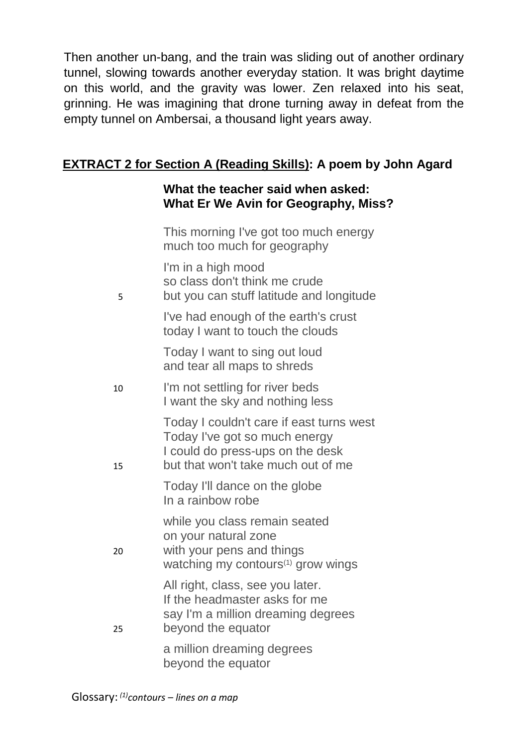Then another un-bang, and the train was sliding out of another ordinary tunnel, slowing towards another everyday station. It was bright daytime on this world, and the gravity was lower. Zen relaxed into his seat, grinning. He was imagining that drone turning away in defeat from the empty tunnel on Ambersai, a thousand light years away.

**<u>EXTRACT 2 for Section A (Reading Skills)</u>: A poem by John Agard**

**What the teacher said when asked:**
**What Er We Avin for Geography, Miss?**

This morning I've got too much energy
much too much for geography

I'm in a high mood
so class don't think me crude
but you can stuff latitude and longitude (5)

I've had enough of the earth's crust
today I want to touch the clouds

Today I want to sing out loud
and tear all maps to shreds

I'm not settling for river beds (10)
I want the sky and nothing less

Today I couldn't care if east turns west
Today I've got so much energy
I could do press-ups on the desk
but that won't take much out of me (15)

Today I'll dance on the globe
In a rainbow robe

while you class remain seated
on your natural zone
with your pens and things (20)
watching my contours[(1)] grow wings

All right, class, see you later.
If the headmaster asks for me
say I'm a million dreaming degrees
beyond the equator (25)

a million dreaming degrees
beyond the equator

Glossary: *[(1)]contours – lines on a map*